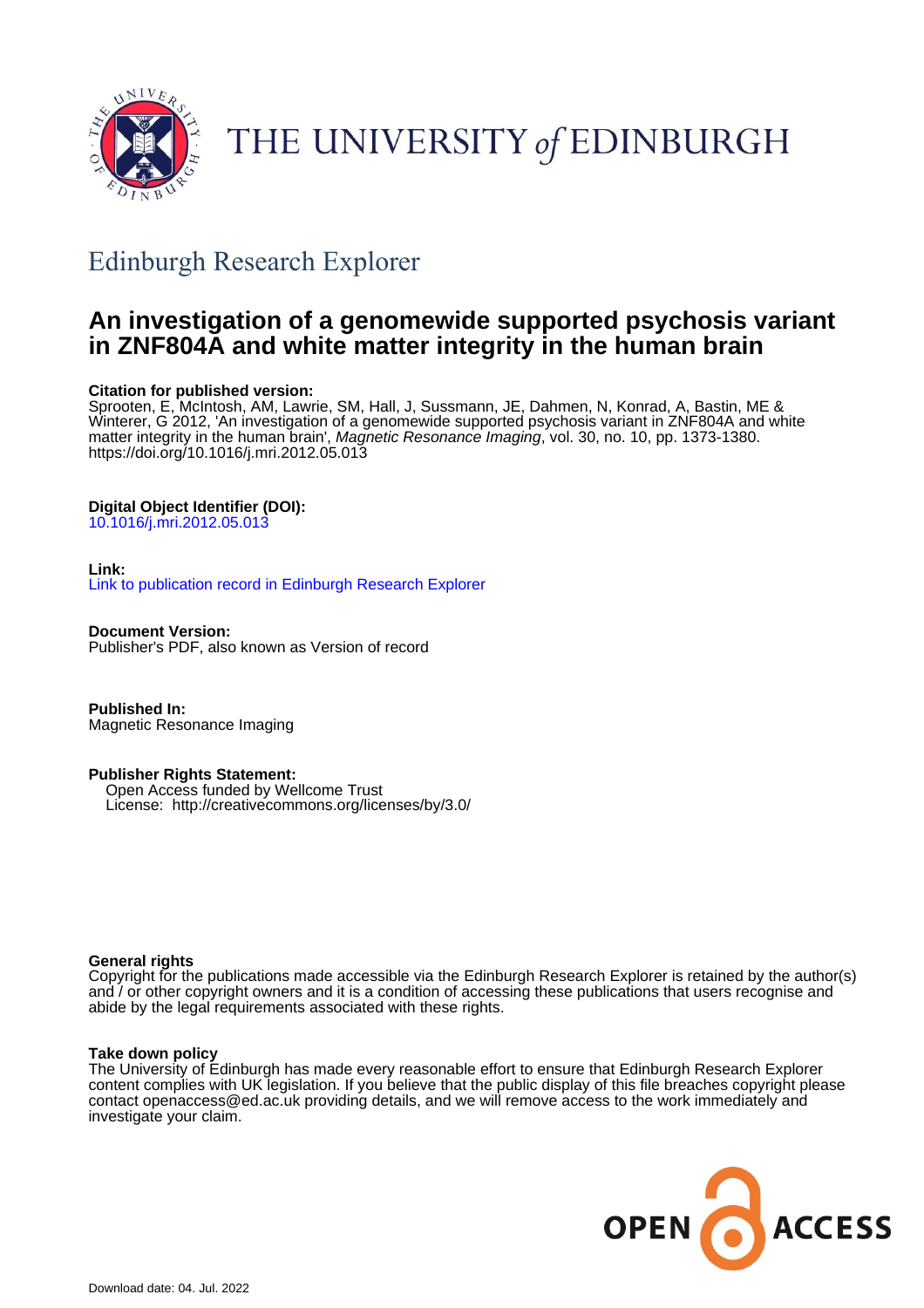THE UNIVERSITY *of* EDINBURGH

## Edinburgh Research Explorer

# An investigation of a genomewide supported psychosis variant in ZNF804A and white matter integrity in the human brain

**Citation for published version:**
Sprooten, E, McIntosh, AM, Lawrie, SM, Hall, J, Sussmann, JE, Dahmen, N, Konrad, A, Bastin, ME & Winterer, G 2012, 'An investigation of a genomewide supported psychosis variant in ZNF804A and white matter integrity in the human brain', *Magnetic Resonance Imaging*, vol. 30, no. 10, pp. 1373-1380. https://doi.org/10.1016/j.mri.2012.05.013

**Digital Object Identifier (DOI):**
10.1016/j.mri.2012.05.013

**Link:**
Link to publication record in Edinburgh Research Explorer

**Document Version:**
Publisher's PDF, also known as Version of record

**Published In:**
Magnetic Resonance Imaging

**Publisher Rights Statement:**
Open Access funded by Wellcome Trust
License: http://creativecommons.org/licenses/by/3.0/

**General rights**
Copyright for the publications made accessible via the Edinburgh Research Explorer is retained by the author(s) and / or other copyright owners and it is a condition of accessing these publications that users recognise and abide by the legal requirements associated with these rights.

**Take down policy**
The University of Edinburgh has made every reasonable effort to ensure that Edinburgh Research Explorer content complies with UK legislation. If you believe that the public display of this file breaches copyright please contact openaccess@ed.ac.uk providing details, and we will remove access to the work immediately and investigate your claim.

OPEN ACCESS

Download date: 04. Jul. 2022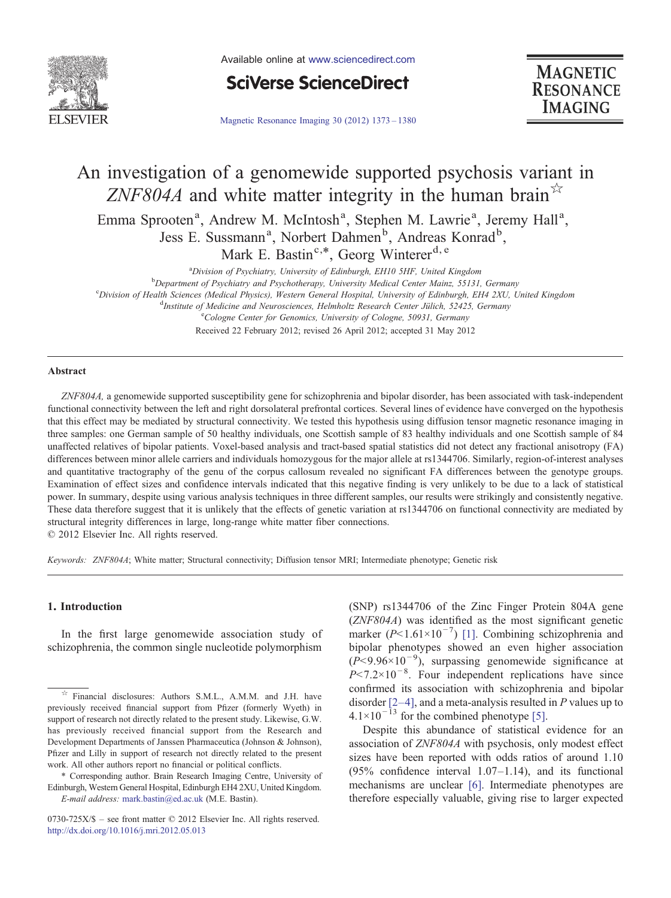# An investigation of a genomewide supported psychosis variant in *ZNF804A* and white matter integrity in the human brain ☆

Emma Sprooten[a], Andrew M. McIntosh[a], Stephen M. Lawrie[a], Jeremy Hall[a], Jess E. Sussmann[a], Norbert Dahmen[b], Andreas Konrad[b], Mark E. Bastin[c,*], Georg Winterer[d,e]

[a]Division of Psychiatry, University of Edinburgh, EH10 5HF, United Kingdom

[b]Department of Psychiatry and Psychotherapy, University Medical Center Mainz, 55131, Germany

[c]Division of Health Sciences (Medical Physics), Western General Hospital, University of Edinburgh, EH4 2XU, United Kingdom

[d]Institute of Medicine and Neurosciences, Helmholtz Research Center Jülich, 52425, Germany

[e]Cologne Center for Genomics, University of Cologne, 50931, Germany

Received 22 February 2012; revised 26 April 2012; accepted 31 May 2012

## Abstract

*ZNF804A,* a genomewide supported susceptibility gene for schizophrenia and bipolar disorder, has been associated with task-independent functional connectivity between the left and right dorsolateral prefrontal cortices. Several lines of evidence have converged on the hypothesis that this effect may be mediated by structural connectivity. We tested this hypothesis using diffusion tensor magnetic resonance imaging in three samples: one German sample of 50 healthy individuals, one Scottish sample of 83 healthy individuals and one Scottish sample of 84 unaffected relatives of bipolar patients. Voxel-based analysis and tract-based spatial statistics did not detect any fractional anisotropy (FA) differences between minor allele carriers and individuals homozygous for the major allele at rs1344706. Similarly, region-of-interest analyses and quantitative tractography of the genu of the corpus callosum revealed no significant FA differences between the genotype groups. Examination of effect sizes and confidence intervals indicated that this negative finding is very unlikely to be due to a lack of statistical power. In summary, despite using various analysis techniques in three different samples, our results were strikingly and consistently negative. These data therefore suggest that it is unlikely that the effects of genetic variation at rs1344706 on functional connectivity are mediated by structural integrity differences in large, long-range white matter fiber connections.

© 2012 Elsevier Inc. All rights reserved.

*Keywords:* *ZNF804A*; White matter; Structural connectivity; Diffusion tensor MRI; Intermediate phenotype; Genetic risk

## 1. Introduction

In the first large genomewide association study of schizophrenia, the common single nucleotide polymorphism (SNP) rs1344706 of the Zinc Finger Protein 804A gene (*ZNF804A*) was identified as the most significant genetic marker ($P<1.61\times10^{-7}$) [1]. Combining schizophrenia and bipolar phenotypes showed an even higher association ($P<9.96\times10^{-9}$), surpassing genomewide significance at $P<7.2\times10^{-8}$. Four independent replications have since confirmed its association with schizophrenia and bipolar disorder [2–4], and a meta-analysis resulted in *P* values up to $4.1\times10^{-13}$ for the combined phenotype [5].

Despite this abundance of statistical evidence for an association of *ZNF804A* with psychosis, only modest effect sizes have been reported with odds ratios of around 1.10 (95% confidence interval 1.07–1.14), and its functional mechanisms are unclear [6]. Intermediate phenotypes are therefore especially valuable, giving rise to larger expected

☆ Financial disclosures: Authors S.M.L., A.M.M. and J.H. have previously received financial support from Pfizer (formerly Wyeth) in support of research not directly related to the present study. Likewise, G.W. has previously received financial support from the Research and Development Departments of Janssen Pharmaceutica (Johnson & Johnson), Pfizer and Lilly in support of research not directly related to the present work. All other authors report no financial or political conflicts.

\* Corresponding author. Brain Research Imaging Centre, University of Edinburgh, Western General Hospital, Edinburgh EH4 2XU, United Kingdom.

*E-mail address:* mark.bastin@ed.ac.uk (M.E. Bastin).

0730-725X/$ – see front matter © 2012 Elsevier Inc. All rights reserved.
http://dx.doi.org/10.1016/j.mri.2012.05.013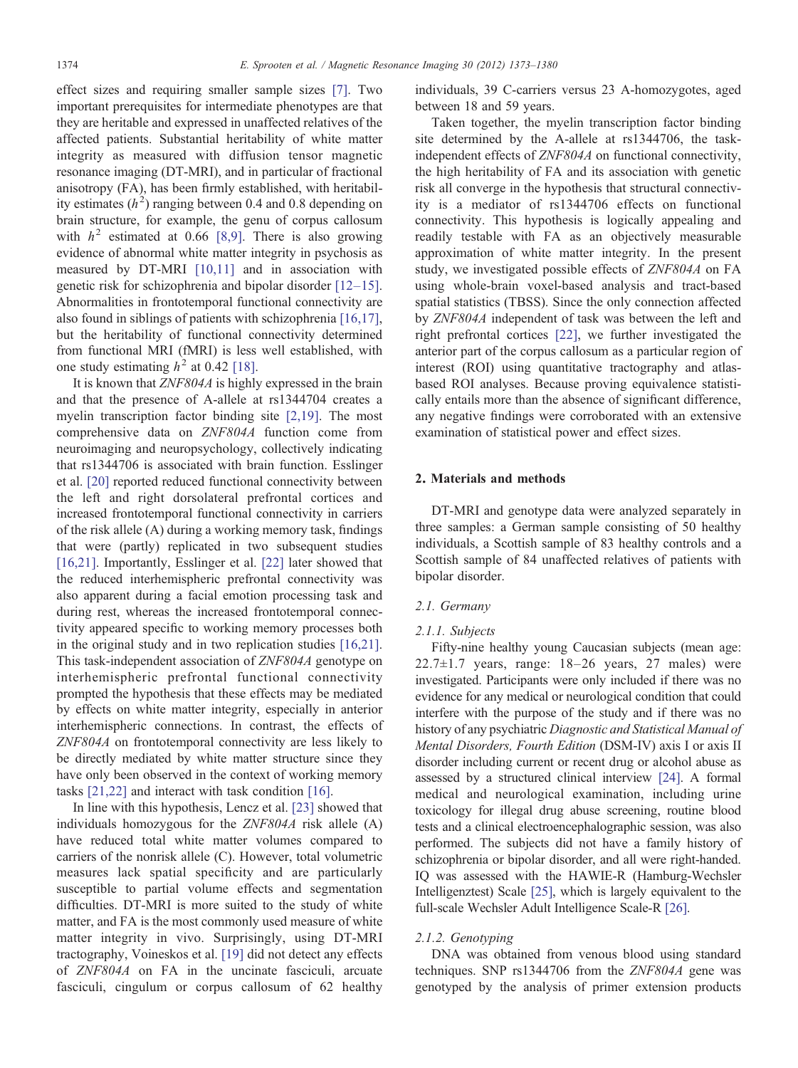effect sizes and requiring smaller sample sizes [7]. Two important prerequisites for intermediate phenotypes are that they are heritable and expressed in unaffected relatives of the affected patients. Substantial heritability of white matter integrity as measured with diffusion tensor magnetic resonance imaging (DT-MRI), and in particular of fractional anisotropy (FA), has been firmly established, with heritability estimates ($h^2$) ranging between 0.4 and 0.8 depending on brain structure, for example, the genu of corpus callosum with $h^2$ estimated at 0.66 [8,9]. There is also growing evidence of abnormal white matter integrity in psychosis as measured by DT-MRI [10,11] and in association with genetic risk for schizophrenia and bipolar disorder [12–15]. Abnormalities in frontotemporal functional connectivity are also found in siblings of patients with schizophrenia [16,17], but the heritability of functional connectivity determined from functional MRI (fMRI) is less well established, with one study estimating $h^2$ at 0.42 [18].

It is known that *ZNF804A* is highly expressed in the brain and that the presence of A-allele at rs1344704 creates a myelin transcription factor binding site [2,19]. The most comprehensive data on *ZNF804A* function come from neuroimaging and neuropsychology, collectively indicating that rs1344706 is associated with brain function. Esslinger et al. [20] reported reduced functional connectivity between the left and right dorsolateral prefrontal cortices and increased frontotemporal functional connectivity in carriers of the risk allele (A) during a working memory task, findings that were (partly) replicated in two subsequent studies [16,21]. Importantly, Esslinger et al. [22] later showed that the reduced interhemispheric prefrontal connectivity was also apparent during a facial emotion processing task and during rest, whereas the increased frontotemporal connectivity appeared specific to working memory processes both in the original study and in two replication studies [16,21]. This task-independent association of *ZNF804A* genotype on interhemispheric prefrontal functional connectivity prompted the hypothesis that these effects may be mediated by effects on white matter integrity, especially in anterior interhemispheric connections. In contrast, the effects of *ZNF804A* on frontotemporal connectivity are less likely to be directly mediated by white matter structure since they have only been observed in the context of working memory tasks [21,22] and interact with task condition [16].

In line with this hypothesis, Lencz et al. [23] showed that individuals homozygous for the *ZNF804A* risk allele (A) have reduced total white matter volumes compared to carriers of the nonrisk allele (C). However, total volumetric measures lack spatial specificity and are particularly susceptible to partial volume effects and segmentation difficulties. DT-MRI is more suited to the study of white matter, and FA is the most commonly used measure of white matter integrity in vivo. Surprisingly, using DT-MRI tractography, Voineskos et al. [19] did not detect any effects of *ZNF804A* on FA in the uncinate fasciculi, arcuate fasciculi, cingulum or corpus callosum of 62 healthy individuals, 39 C-carriers versus 23 A-homozygotes, aged between 18 and 59 years.

Taken together, the myelin transcription factor binding site determined by the A-allele at rs1344706, the task-independent effects of *ZNF804A* on functional connectivity, the high heritability of FA and its association with genetic risk all converge in the hypothesis that structural connectivity is a mediator of rs1344706 effects on functional connectivity. This hypothesis is logically appealing and readily testable with FA as an objectively measurable approximation of white matter integrity. In the present study, we investigated possible effects of *ZNF804A* on FA using whole-brain voxel-based analysis and tract-based spatial statistics (TBSS). Since the only connection affected by *ZNF804A* independent of task was between the left and right prefrontal cortices [22], we further investigated the anterior part of the corpus callosum as a particular region of interest (ROI) using quantitative tractography and atlas-based ROI analyses. Because proving equivalence statistically entails more than the absence of significant difference, any negative findings were corroborated with an extensive examination of statistical power and effect sizes.

## 2. Materials and methods

DT-MRI and genotype data were analyzed separately in three samples: a German sample consisting of 50 healthy individuals, a Scottish sample of 83 healthy controls and a Scottish sample of 84 unaffected relatives of patients with bipolar disorder.

### 2.1. Germany

#### 2.1.1. Subjects

Fifty-nine healthy young Caucasian subjects (mean age: 22.7±1.7 years, range: 18–26 years, 27 males) were investigated. Participants were only included if there was no evidence for any medical or neurological condition that could interfere with the purpose of the study and if there was no history of any psychiatric *Diagnostic and Statistical Manual of Mental Disorders, Fourth Edition* (DSM-IV) axis I or axis II disorder including current or recent drug or alcohol abuse as assessed by a structured clinical interview [24]. A formal medical and neurological examination, including urine toxicology for illegal drug abuse screening, routine blood tests and a clinical electroencephalographic session, was also performed. The subjects did not have a family history of schizophrenia or bipolar disorder, and all were right-handed. IQ was assessed with the HAWIE-R (Hamburg-Wechsler Intelligenztest) Scale [25], which is largely equivalent to the full-scale Wechsler Adult Intelligence Scale-R [26].

#### 2.1.2. Genotyping

DNA was obtained from venous blood using standard techniques. SNP rs1344706 from the *ZNF804A* gene was genotyped by the analysis of primer extension products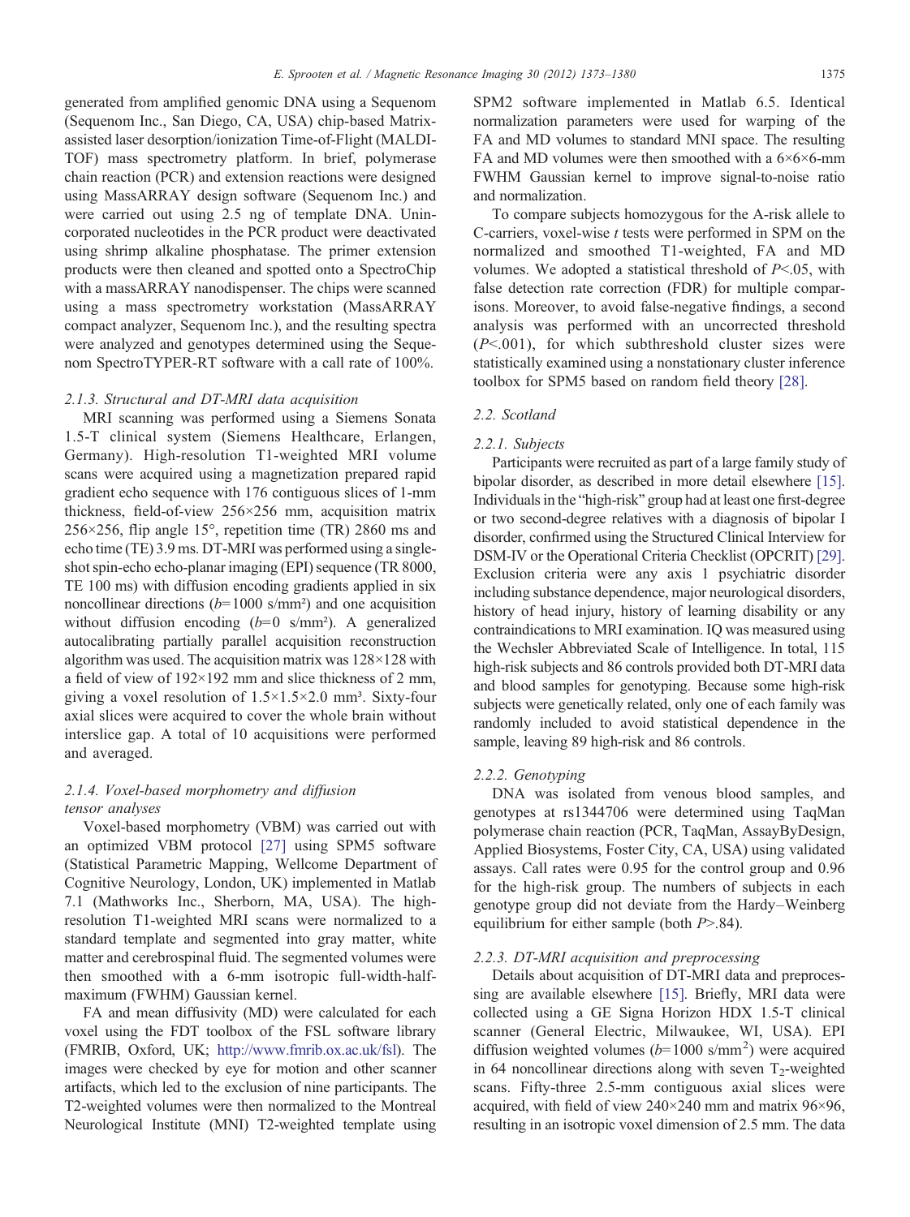generated from amplified genomic DNA using a Sequenom (Sequenom Inc., San Diego, CA, USA) chip-based Matrix-assisted laser desorption/ionization Time-of-Flight (MALDI-TOF) mass spectrometry platform. In brief, polymerase chain reaction (PCR) and extension reactions were designed using MassARRAY design software (Sequenom Inc.) and were carried out using 2.5 ng of template DNA. Unincorporated nucleotides in the PCR product were deactivated using shrimp alkaline phosphatase. The primer extension products were then cleaned and spotted onto a SpectroChip with a massARRAY nanodispenser. The chips were scanned using a mass spectrometry workstation (MassARRAY compact analyzer, Sequenom Inc.), and the resulting spectra were analyzed and genotypes determined using the Sequenom SpectroTYPER-RT software with a call rate of 100%.

#### 2.1.3. Structural and DT-MRI data acquisition

MRI scanning was performed using a Siemens Sonata 1.5-T clinical system (Siemens Healthcare, Erlangen, Germany). High-resolution T1-weighted MRI volume scans were acquired using a magnetization prepared rapid gradient echo sequence with 176 contiguous slices of 1-mm thickness, field-of-view 256×256 mm, acquisition matrix 256×256, flip angle 15°, repetition time (TR) 2860 ms and echo time (TE) 3.9 ms. DT-MRI was performed using a single-shot spin-echo echo-planar imaging (EPI) sequence (TR 8000, TE 100 ms) with diffusion encoding gradients applied in six noncollinear directions ($b$=1000 s/mm²) and one acquisition without diffusion encoding ($b$=0 s/mm²). A generalized autocalibrating partially parallel acquisition reconstruction algorithm was used. The acquisition matrix was 128×128 with a field of view of 192×192 mm and slice thickness of 2 mm, giving a voxel resolution of 1.5×1.5×2.0 mm³. Sixty-four axial slices were acquired to cover the whole brain without interslice gap. A total of 10 acquisitions were performed and averaged.

#### 2.1.4. Voxel-based morphometry and diffusion tensor analyses

Voxel-based morphometry (VBM) was carried out with an optimized VBM protocol [27] using SPM5 software (Statistical Parametric Mapping, Wellcome Department of Cognitive Neurology, London, UK) implemented in Matlab 7.1 (Mathworks Inc., Sherborn, MA, USA). The high-resolution T1-weighted MRI scans were normalized to a standard template and segmented into gray matter, white matter and cerebrospinal fluid. The segmented volumes were then smoothed with a 6-mm isotropic full-width-half-maximum (FWHM) Gaussian kernel.

FA and mean diffusivity (MD) were calculated for each voxel using the FDT toolbox of the FSL software library (FMRIB, Oxford, UK; http://www.fmrib.ox.ac.uk/fsl). The images were checked by eye for motion and other scanner artifacts, which led to the exclusion of nine participants. The T2-weighted volumes were then normalized to the Montreal Neurological Institute (MNI) T2-weighted template using SPM2 software implemented in Matlab 6.5. Identical normalization parameters were used for warping of the FA and MD volumes to standard MNI space. The resulting FA and MD volumes were then smoothed with a 6×6×6-mm FWHM Gaussian kernel to improve signal-to-noise ratio and normalization.

To compare subjects homozygous for the A-risk allele to C-carriers, voxel-wise $t$ tests were performed in SPM on the normalized and smoothed T1-weighted, FA and MD volumes. We adopted a statistical threshold of $P$<.05, with false detection rate correction (FDR) for multiple comparisons. Moreover, to avoid false-negative findings, a second analysis was performed with an uncorrected threshold ($P$<.001), for which subthreshold cluster sizes were statistically examined using a nonstationary cluster inference toolbox for SPM5 based on random field theory [28].

### 2.2. Scotland

#### 2.2.1. Subjects

Participants were recruited as part of a large family study of bipolar disorder, as described in more detail elsewhere [15]. Individuals in the "high-risk" group had at least one first-degree or two second-degree relatives with a diagnosis of bipolar I disorder, confirmed using the Structured Clinical Interview for DSM-IV or the Operational Criteria Checklist (OPCRIT) [29]. Exclusion criteria were any axis 1 psychiatric disorder including substance dependence, major neurological disorders, history of head injury, history of learning disability or any contraindications to MRI examination. IQ was measured using the Wechsler Abbreviated Scale of Intelligence. In total, 115 high-risk subjects and 86 controls provided both DT-MRI data and blood samples for genotyping. Because some high-risk subjects were genetically related, only one of each family was randomly included to avoid statistical dependence in the sample, leaving 89 high-risk and 86 controls.

#### 2.2.2. Genotyping

DNA was isolated from venous blood samples, and genotypes at rs1344706 were determined using TaqMan polymerase chain reaction (PCR, TaqMan, AssayByDesign, Applied Biosystems, Foster City, CA, USA) using validated assays. Call rates were 0.95 for the control group and 0.96 for the high-risk group. The numbers of subjects in each genotype group did not deviate from the Hardy–Weinberg equilibrium for either sample (both $P$>.84).

#### 2.2.3. DT-MRI acquisition and preprocessing

Details about acquisition of DT-MRI data and preprocessing are available elsewhere [15]. Briefly, MRI data were collected using a GE Signa Horizon HDX 1.5-T clinical scanner (General Electric, Milwaukee, WI, USA). EPI diffusion weighted volumes ($b$=1000 s/mm$^2$) were acquired in 64 noncollinear directions along with seven $T_2$-weighted scans. Fifty-three 2.5-mm contiguous axial slices were acquired, with field of view 240×240 mm and matrix 96×96, resulting in an isotropic voxel dimension of 2.5 mm. The data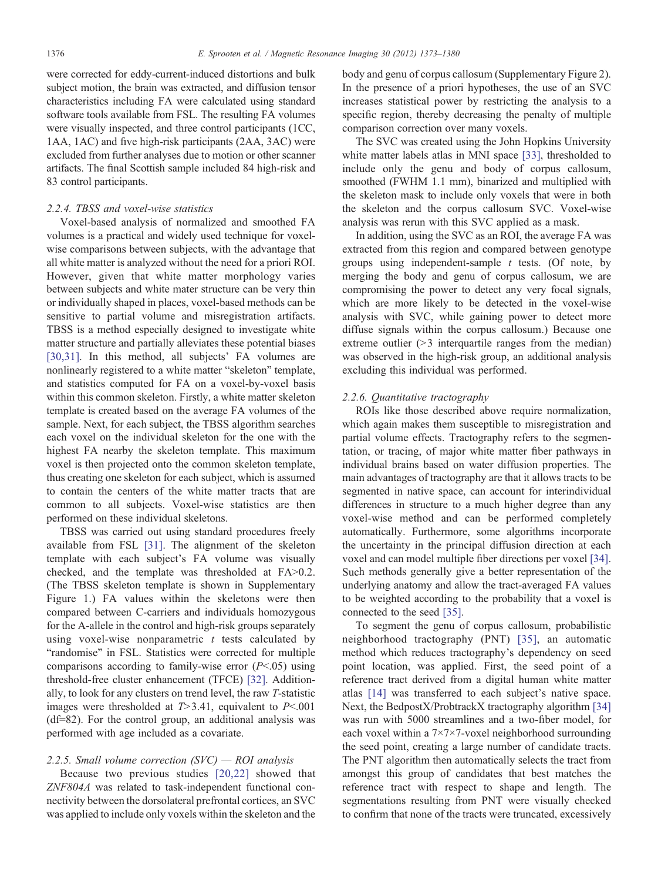were corrected for eddy-current-induced distortions and bulk subject motion, the brain was extracted, and diffusion tensor characteristics including FA were calculated using standard software tools available from FSL. The resulting FA volumes were visually inspected, and three control participants (1CC, 1AA, 1AC) and five high-risk participants (2AA, 3AC) were excluded from further analyses due to motion or other scanner artifacts. The final Scottish sample included 84 high-risk and 83 control participants.

### 2.2.4. TBSS and voxel-wise statistics

Voxel-based analysis of normalized and smoothed FA volumes is a practical and widely used technique for voxel-wise comparisons between subjects, with the advantage that all white matter is analyzed without the need for a priori ROI. However, given that white matter morphology varies between subjects and white mater structure can be very thin or individually shaped in places, voxel-based methods can be sensitive to partial volume and misregistration artifacts. TBSS is a method especially designed to investigate white matter structure and partially alleviates these potential biases [30,31]. In this method, all subjects' FA volumes are nonlinearly registered to a white matter "skeleton" template, and statistics computed for FA on a voxel-by-voxel basis within this common skeleton. Firstly, a white matter skeleton template is created based on the average FA volumes of the sample. Next, for each subject, the TBSS algorithm searches each voxel on the individual skeleton for the one with the highest FA nearby the skeleton template. This maximum voxel is then projected onto the common skeleton template, thus creating one skeleton for each subject, which is assumed to contain the centers of the white matter tracts that are common to all subjects. Voxel-wise statistics are then performed on these individual skeletons.

TBSS was carried out using standard procedures freely available from FSL [31]. The alignment of the skeleton template with each subject's FA volume was visually checked, and the template was thresholded at FA>0.2. (The TBSS skeleton template is shown in Supplementary Figure 1.) FA values within the skeletons were then compared between C-carriers and individuals homozygous for the A-allele in the control and high-risk groups separately using voxel-wise nonparametric *t* tests calculated by "randomise" in FSL. Statistics were corrected for multiple comparisons according to family-wise error ($P<.05$) using threshold-free cluster enhancement (TFCE) [32]. Additionally, to look for any clusters on trend level, the raw *T*-statistic images were thresholded at $T>3.41$, equivalent to $P<.001$ (df=82). For the control group, an additional analysis was performed with age included as a covariate.

### 2.2.5. Small volume correction (SVC) — ROI analysis

Because two previous studies [20,22] showed that *ZNF804A* was related to task-independent functional connectivity between the dorsolateral prefrontal cortices, an SVC was applied to include only voxels within the skeleton and the body and genu of corpus callosum (Supplementary Figure 2). In the presence of a priori hypotheses, the use of an SVC increases statistical power by restricting the analysis to a specific region, thereby decreasing the penalty of multiple comparison correction over many voxels.

The SVC was created using the John Hopkins University white matter labels atlas in MNI space [33], thresholded to include only the genu and body of corpus callosum, smoothed (FWHM 1.1 mm), binarized and multiplied with the skeleton mask to include only voxels that were in both the skeleton and the corpus callosum SVC. Voxel-wise analysis was rerun with this SVC applied as a mask.

In addition, using the SVC as an ROI, the average FA was extracted from this region and compared between genotype groups using independent-sample *t* tests. (Of note, by merging the body and genu of corpus callosum, we are compromising the power to detect any very focal signals, which are more likely to be detected in the voxel-wise analysis with SVC, while gaining power to detect more diffuse signals within the corpus callosum.) Because one extreme outlier (>3 interquartile ranges from the median) was observed in the high-risk group, an additional analysis excluding this individual was performed.

### 2.2.6. Quantitative tractography

ROIs like those described above require normalization, which again makes them susceptible to misregistration and partial volume effects. Tractography refers to the segmentation, or tracing, of major white matter fiber pathways in individual brains based on water diffusion properties. The main advantages of tractography are that it allows tracts to be segmented in native space, can account for interindividual differences in structure to a much higher degree than any voxel-wise method and can be performed completely automatically. Furthermore, some algorithms incorporate the uncertainty in the principal diffusion direction at each voxel and can model multiple fiber directions per voxel [34]. Such methods generally give a better representation of the underlying anatomy and allow the tract-averaged FA values to be weighted according to the probability that a voxel is connected to the seed [35].

To segment the genu of corpus callosum, probabilistic neighborhood tractography (PNT) [35], an automatic method which reduces tractography's dependency on seed point location, was applied. First, the seed point of a reference tract derived from a digital human white matter atlas [14] was transferred to each subject's native space. Next, the BedpostX/ProbtrackX tractography algorithm [34] was run with 5000 streamlines and a two-fiber model, for each voxel within a 7×7×7-voxel neighborhood surrounding the seed point, creating a large number of candidate tracts. The PNT algorithm then automatically selects the tract from amongst this group of candidates that best matches the reference tract with respect to shape and length. The segmentations resulting from PNT were visually checked to confirm that none of the tracts were truncated, excessively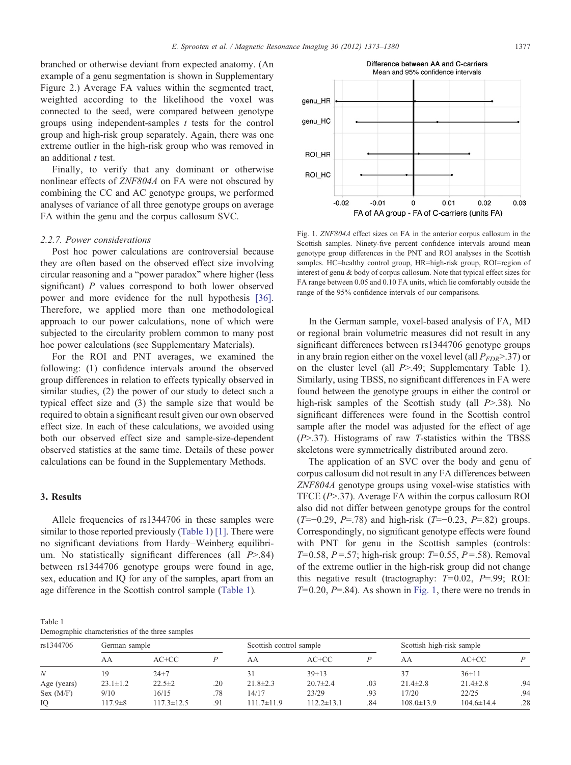branched or otherwise deviant from expected anatomy. (An example of a genu segmentation is shown in Supplementary Figure 2.) Average FA values within the segmented tract, weighted according to the likelihood the voxel was connected to the seed, were compared between genotype groups using independent-samples *t* tests for the control group and high-risk group separately. Again, there was one extreme outlier in the high-risk group who was removed in an additional *t* test.

Finally, to verify that any dominant or otherwise nonlinear effects of *ZNF804A* on FA were not obscured by combining the CC and AC genotype groups, we performed analyses of variance of all three genotype groups on average FA within the genu and the corpus callosum SVC.

### 2.2.7. Power considerations

Post hoc power calculations are controversial because they are often based on the observed effect size involving circular reasoning and a "power paradox" where higher (less significant) *P* values correspond to both lower observed power and more evidence for the null hypothesis [36]. Therefore, we applied more than one methodological approach to our power calculations, none of which were subjected to the circularity problem common to many post hoc power calculations (see Supplementary Materials).

For the ROI and PNT averages, we examined the following: (1) confidence intervals around the observed group differences in relation to effects typically observed in similar studies, (2) the power of our study to detect such a typical effect size and (3) the sample size that would be required to obtain a significant result given our own observed effect size. In each of these calculations, we avoided using both our observed effect size and sample-size-dependent observed statistics at the same time. Details of these power calculations can be found in the Supplementary Methods.

## 3. Results

Allele frequencies of rs1344706 in these samples were similar to those reported previously (Table 1) [1]. There were no significant deviations from Hardy–Weinberg equilibrium. No statistically significant differences (all $P$>.84) between rs1344706 genotype groups were found in age, sex, education and IQ for any of the samples, apart from an age difference in the Scottish control sample (Table 1).

Fig. 1. *ZNF804A* effect sizes on FA in the anterior corpus callosum in the Scottish samples. Ninety-five percent confidence intervals around mean genotype group differences in the PNT and ROI analyses in the Scottish samples. HC=healthy control group, HR=high-risk group, ROI=region of interest of genu & body of corpus callosum. Note that typical effect sizes for FA range between 0.05 and 0.10 FA units, which lie comfortably outside the range of the 95% confidence intervals of our comparisons.

In the German sample, voxel-based analysis of FA, MD or regional brain volumetric measures did not result in any significant differences between rs1344706 genotype groups in any brain region either on the voxel level (all $P_{FDR}$>.37) or on the cluster level (all $P$>.49; Supplementary Table 1). Similarly, using TBSS, no significant differences in FA were found between the genotype groups in either the control or high-risk samples of the Scottish study (all $P$>.38). No significant differences were found in the Scottish control sample after the model was adjusted for the effect of age ($P$>.37). Histograms of raw *T*-statistics within the TBSS skeletons were symmetrically distributed around zero.

The application of an SVC over the body and genu of corpus callosum did not result in any FA differences between *ZNF804A* genotype groups using voxel-wise statistics with TFCE ($P$>.37). Average FA within the corpus callosum ROI also did not differ between genotype groups for the control ($T$=−0.29, $P$=.78) and high-risk ($T$=−0.23, $P$=.82) groups. Correspondingly, no significant genotype effects were found with PNT for genu in the Scottish samples (controls: $T$=0.58, $P$=.57; high-risk group: $T$=0.55, $P$=.58). Removal of the extreme outlier in the high-risk group did not change this negative result (tractography: $T$=0.02, $P$=.99; ROI: $T$=0.20, $P$=.84). As shown in Fig. 1, there were no trends in

Table 1
Demographic characteristics of the three samples

| rs1344706 | German sample | | | Scottish control sample | | | Scottish high-risk sample | | |
|---|---|---|---|---|---|---|---|---|---|
| | AA | AC+CC | *P* | AA | AC+CC | *P* | AA | AC+CC | *P* |
| *N* | 19 | 24+7 | | 31 | 39+13 | | 37 | 36+11 | |
| Age (years) | 23.1±1.2 | 22.5±2 | .20 | 21.8±2.3 | 20.7±2.4 | .03 | 21.4±2.8 | 21.4±2.8 | .94 |
| Sex (M/F) | 9/10 | 16/15 | .78 | 14/17 | 23/29 | .93 | 17/20 | 22/25 | .94 |
| IQ | 117.9±8 | 117.3±12.5 | .91 | 111.7±11.9 | 112.2±13.1 | .84 | 108.0±13.9 | 104.6±14.4 | .28 |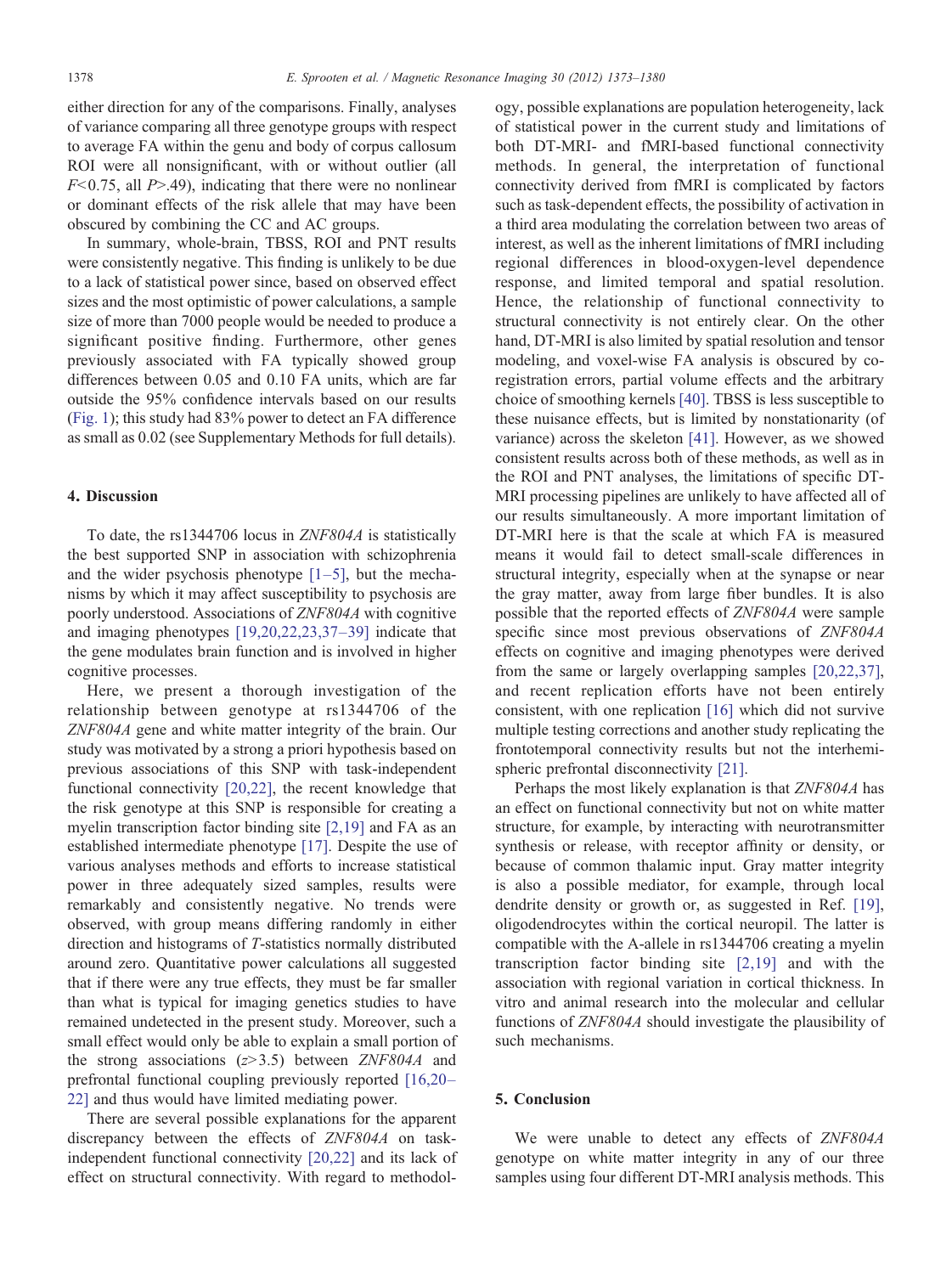either direction for any of the comparisons. Finally, analyses of variance comparing all three genotype groups with respect to average FA within the genu and body of corpus callosum ROI were all nonsignificant, with or without outlier (all $F<0.75$, all $P>.49$), indicating that there were no nonlinear or dominant effects of the risk allele that may have been obscured by combining the CC and AC groups.

In summary, whole-brain, TBSS, ROI and PNT results were consistently negative. This finding is unlikely to be due to a lack of statistical power since, based on observed effect sizes and the most optimistic of power calculations, a sample size of more than 7000 people would be needed to produce a significant positive finding. Furthermore, other genes previously associated with FA typically showed group differences between 0.05 and 0.10 FA units, which are far outside the 95% confidence intervals based on our results (Fig. 1); this study had 83% power to detect an FA difference as small as 0.02 (see Supplementary Methods for full details).

## 4. Discussion

To date, the rs1344706 locus in *ZNF804A* is statistically the best supported SNP in association with schizophrenia and the wider psychosis phenotype [1–5], but the mechanisms by which it may affect susceptibility to psychosis are poorly understood. Associations of *ZNF804A* with cognitive and imaging phenotypes [19,20,22,23,37–39] indicate that the gene modulates brain function and is involved in higher cognitive processes.

Here, we present a thorough investigation of the relationship between genotype at rs1344706 of the *ZNF804A* gene and white matter integrity of the brain. Our study was motivated by a strong a priori hypothesis based on previous associations of this SNP with task-independent functional connectivity [20,22], the recent knowledge that the risk genotype at this SNP is responsible for creating a myelin transcription factor binding site [2,19] and FA as an established intermediate phenotype [17]. Despite the use of various analyses methods and efforts to increase statistical power in three adequately sized samples, results were remarkably and consistently negative. No trends were observed, with group means differing randomly in either direction and histograms of *T*-statistics normally distributed around zero. Quantitative power calculations all suggested that if there were any true effects, they must be far smaller than what is typical for imaging genetics studies to have remained undetected in the present study. Moreover, such a small effect would only be able to explain a small portion of the strong associations ($z>3.5$) between *ZNF804A* and prefrontal functional coupling previously reported [16,20–22] and thus would have limited mediating power.

There are several possible explanations for the apparent discrepancy between the effects of *ZNF804A* on task-independent functional connectivity [20,22] and its lack of effect on structural connectivity. With regard to methodology, possible explanations are population heterogeneity, lack of statistical power in the current study and limitations of both DT-MRI- and fMRI-based functional connectivity methods. In general, the interpretation of functional connectivity derived from fMRI is complicated by factors such as task-dependent effects, the possibility of activation in a third area modulating the correlation between two areas of interest, as well as the inherent limitations of fMRI including regional differences in blood-oxygen-level dependence response, and limited temporal and spatial resolution. Hence, the relationship of functional connectivity to structural connectivity is not entirely clear. On the other hand, DT-MRI is also limited by spatial resolution and tensor modeling, and voxel-wise FA analysis is obscured by co-registration errors, partial volume effects and the arbitrary choice of smoothing kernels [40]. TBSS is less susceptible to these nuisance effects, but is limited by nonstationarity (of variance) across the skeleton [41]. However, as we showed consistent results across both of these methods, as well as in the ROI and PNT analyses, the limitations of specific DT-MRI processing pipelines are unlikely to have affected all of our results simultaneously. A more important limitation of DT-MRI here is that the scale at which FA is measured means it would fail to detect small-scale differences in structural integrity, especially when at the synapse or near the gray matter, away from large fiber bundles. It is also possible that the reported effects of *ZNF804A* were sample specific since most previous observations of *ZNF804A* effects on cognitive and imaging phenotypes were derived from the same or largely overlapping samples [20,22,37], and recent replication efforts have not been entirely consistent, with one replication [16] which did not survive multiple testing corrections and another study replicating the frontotemporal connectivity results but not the interhemispheric prefrontal disconnectivity [21].

Perhaps the most likely explanation is that *ZNF804A* has an effect on functional connectivity but not on white matter structure, for example, by interacting with neurotransmitter synthesis or release, with receptor affinity or density, or because of common thalamic input. Gray matter integrity is also a possible mediator, for example, through local dendrite density or growth or, as suggested in Ref. [19], oligodendrocytes within the cortical neuropil. The latter is compatible with the A-allele in rs1344706 creating a myelin transcription factor binding site [2,19] and with the association with regional variation in cortical thickness. In vitro and animal research into the molecular and cellular functions of *ZNF804A* should investigate the plausibility of such mechanisms.

## 5. Conclusion

We were unable to detect any effects of *ZNF804A* genotype on white matter integrity in any of our three samples using four different DT-MRI analysis methods. This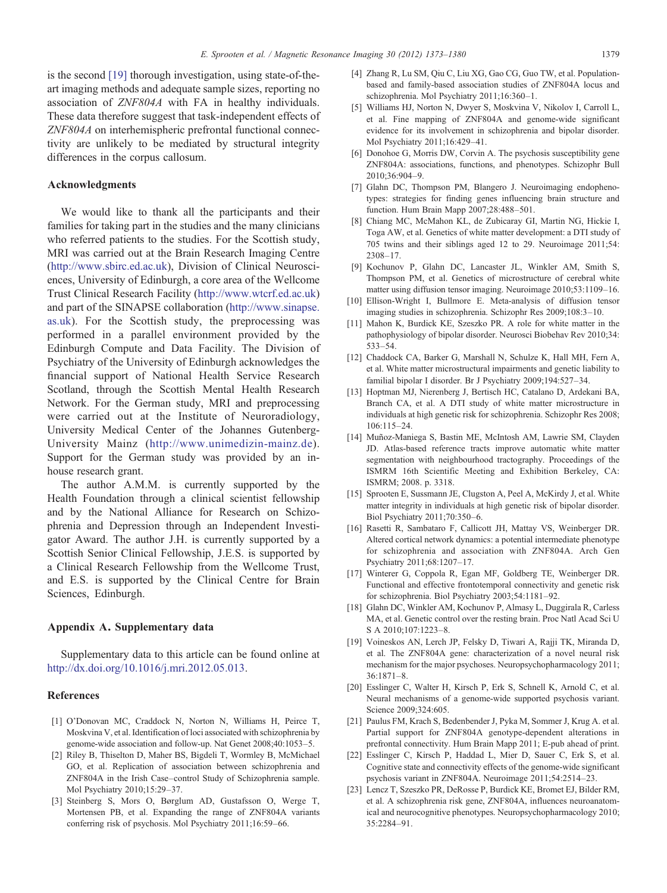is the second [19] thorough investigation, using state-of-the-art imaging methods and adequate sample sizes, reporting no association of *ZNF804A* with FA in healthy individuals. These data therefore suggest that task-independent effects of *ZNF804A* on interhemispheric prefrontal functional connectivity are unlikely to be mediated by structural integrity differences in the corpus callosum.

## Acknowledgments

We would like to thank all the participants and their families for taking part in the studies and the many clinicians who referred patients to the studies. For the Scottish study, MRI was carried out at the Brain Research Imaging Centre (http://www.sbirc.ed.ac.uk), Division of Clinical Neurosciences, University of Edinburgh, a core area of the Wellcome Trust Clinical Research Facility (http://www.wtcrf.ed.ac.uk) and part of the SINAPSE collaboration (http://www.sinapse.as.uk). For the Scottish study, the preprocessing was performed in a parallel environment provided by the Edinburgh Compute and Data Facility. The Division of Psychiatry of the University of Edinburgh acknowledges the financial support of National Health Service Research Scotland, through the Scottish Mental Health Research Network. For the German study, MRI and preprocessing were carried out at the Institute of Neuroradiology, University Medical Center of the Johannes Gutenberg-University Mainz (http://www.unimedizin-mainz.de). Support for the German study was provided by an in-house research grant.

The author A.M.M. is currently supported by the Health Foundation through a clinical scientist fellowship and by the National Alliance for Research on Schizophrenia and Depression through an Independent Investigator Award. The author J.H. is currently supported by a Scottish Senior Clinical Fellowship, J.E.S. is supported by a Clinical Research Fellowship from the Wellcome Trust, and E.S. is supported by the Clinical Centre for Brain Sciences, Edinburgh.

## Appendix A. Supplementary data

Supplementary data to this article can be found online at http://dx.doi.org/10.1016/j.mri.2012.05.013.

## References

[1] O'Donovan MC, Craddock N, Norton N, Williams H, Peirce T, Moskvina V, et al. Identification of loci associated with schizophrenia by genome-wide association and follow-up. Nat Genet 2008;40:1053–5.

[2] Riley B, Thiselton D, Maher BS, Bigdeli T, Wormley B, McMichael GO, et al. Replication of association between schizophrenia and ZNF804A in the Irish Case–control Study of Schizophrenia sample. Mol Psychiatry 2010;15:29–37.

[3] Steinberg S, Mors O, Børglum AD, Gustafsson O, Werge T, Mortensen PB, et al. Expanding the range of ZNF804A variants conferring risk of psychosis. Mol Psychiatry 2011;16:59–66.

[4] Zhang R, Lu SM, Qiu C, Liu XG, Gao CG, Guo TW, et al. Population-based and family-based association studies of ZNF804A locus and schizophrenia. Mol Psychiatry 2011;16:360–1.

[5] Williams HJ, Norton N, Dwyer S, Moskvina V, Nikolov I, Carroll L, et al. Fine mapping of ZNF804A and genome-wide significant evidence for its involvement in schizophrenia and bipolar disorder. Mol Psychiatry 2011;16:429–41.

[6] Donohoe G, Morris DW, Corvin A. The psychosis susceptibility gene ZNF804A: associations, functions, and phenotypes. Schizophr Bull 2010;36:904–9.

[7] Glahn DC, Thompson PM, Blangero J. Neuroimaging endophenotypes: strategies for finding genes influencing brain structure and function. Hum Brain Mapp 2007;28:488–501.

[8] Chiang MC, McMahon KL, de Zubicaray GI, Martin NG, Hickie I, Toga AW, et al. Genetics of white matter development: a DTI study of 705 twins and their siblings aged 12 to 29. Neuroimage 2011;54:2308–17.

[9] Kochunov P, Glahn DC, Lancaster JL, Winkler AM, Smith S, Thompson PM, et al. Genetics of microstructure of cerebral white matter using diffusion tensor imaging. Neuroimage 2010;53:1109–16.

[10] Ellison-Wright I, Bullmore E. Meta-analysis of diffusion tensor imaging studies in schizophrenia. Schizophr Res 2009;108:3–10.

[11] Mahon K, Burdick KE, Szeszko PR. A role for white matter in the pathophysiology of bipolar disorder. Neurosci Biobehav Rev 2010;34:533–54.

[12] Chaddock CA, Barker G, Marshall N, Schulze K, Hall MH, Fern A, et al. White matter microstructural impairments and genetic liability to familial bipolar I disorder. Br J Psychiatry 2009;194:527–34.

[13] Hoptman MJ, Nierenberg J, Bertisch HC, Catalano D, Ardekani BA, Branch CA, et al. A DTI study of white matter microstructure in individuals at high genetic risk for schizophrenia. Schizophr Res 2008;106:115–24.

[14] Muñoz-Maniega S, Bastin ME, McIntosh AM, Lawrie SM, Clayden JD. Atlas-based reference tracts improve automatic white matter segmentation with neighbourhood tractography. Proceedings of the ISMRM 16th Scientific Meeting and Exhibition Berkeley, CA: ISMRM; 2008. p. 3318.

[15] Sprooten E, Sussmann JE, Clugston A, Peel A, McKirdy J, et al. White matter integrity in individuals at high genetic risk of bipolar disorder. Biol Psychiatry 2011;70:350–6.

[16] Rasetti R, Sambataro F, Callicott JH, Mattay VS, Weinberger DR. Altered cortical network dynamics: a potential intermediate phenotype for schizophrenia and association with ZNF804A. Arch Gen Psychiatry 2011;68:1207–17.

[17] Winterer G, Coppola R, Egan MF, Goldberg TE, Weinberger DR. Functional and effective frontotemporal connectivity and genetic risk for schizophrenia. Biol Psychiatry 2003;54:1181–92.

[18] Glahn DC, Winkler AM, Kochunov P, Almasy L, Duggirala R, Carless MA, et al. Genetic control over the resting brain. Proc Natl Acad Sci U S A 2010;107:1223–8.

[19] Voineskos AN, Lerch JP, Felsky D, Tiwari A, Rajji TK, Miranda D, et al. The ZNF804A gene: characterization of a novel neural risk mechanism for the major psychoses. Neuropsychopharmacology 2011;36:1871–8.

[20] Esslinger C, Walter H, Kirsch P, Erk S, Schnell K, Arnold C, et al. Neural mechanisms of a genome-wide supported psychosis variant. Science 2009;324:605.

[21] Paulus FM, Krach S, Bedenbender J, Pyka M, Sommer J, Krug A. et al. Partial support for ZNF804A genotype-dependent alterations in prefrontal connectivity. Hum Brain Mapp 2011; E-pub ahead of print.

[22] Esslinger C, Kirsch P, Haddad L, Mier D, Sauer C, Erk S, et al. Cognitive state and connectivity effects of the genome-wide significant psychosis variant in ZNF804A. Neuroimage 2011;54:2514–23.

[23] Lencz T, Szeszko PR, DeRosse P, Burdick KE, Bromet EJ, Bilder RM, et al. A schizophrenia risk gene, ZNF804A, influences neuroanatomical and neurocognitive phenotypes. Neuropsychopharmacology 2010;35:2284–91.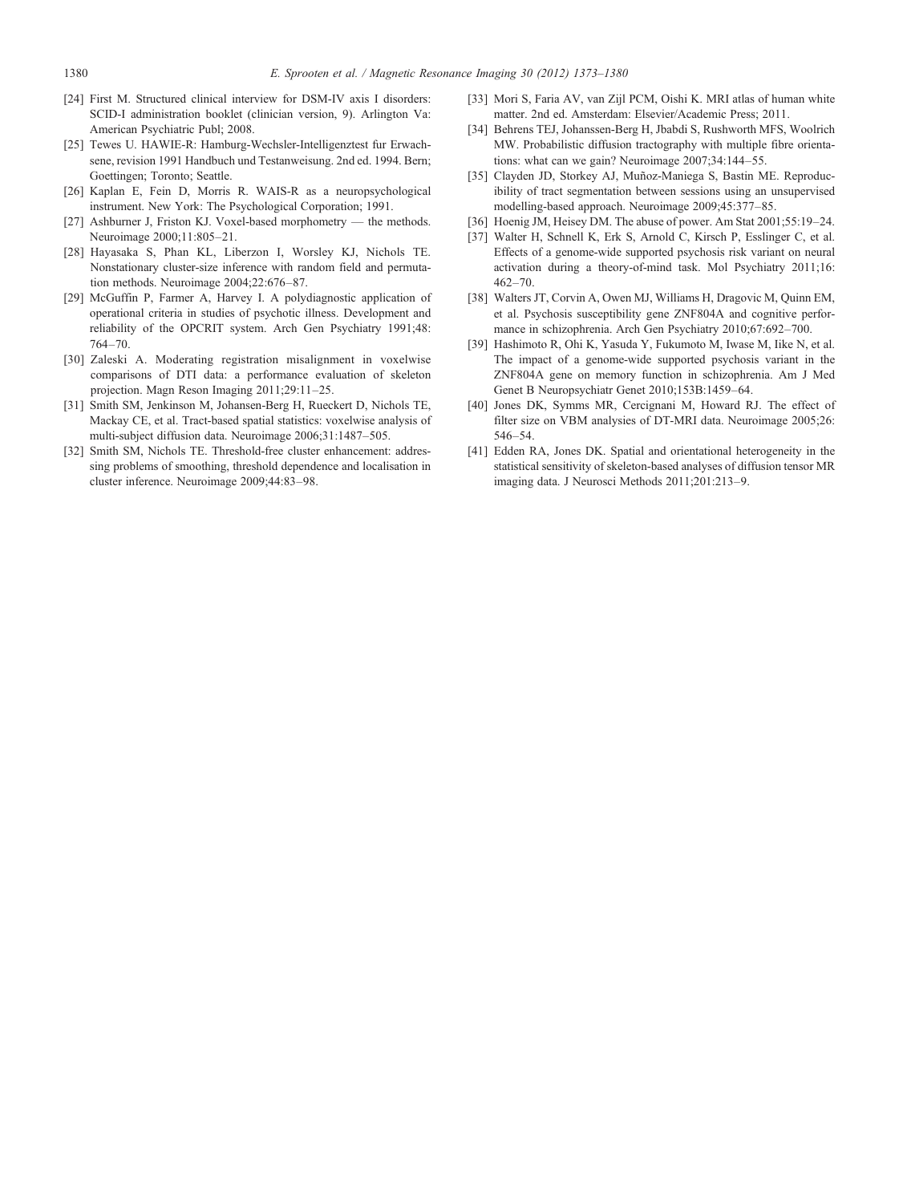[24] First M. Structured clinical interview for DSM-IV axis I disorders: SCID-I administration booklet (clinician version, 9). Arlington Va: American Psychiatric Publ; 2008.

[25] Tewes U. HAWIE-R: Hamburg-Wechsler-Intelligenztest fur Erwachsene, revision 1991 Handbuch und Testanweisung. 2nd ed. 1994. Bern; Goettingen; Toronto; Seattle.

[26] Kaplan E, Fein D, Morris R. WAIS-R as a neuropsychological instrument. New York: The Psychological Corporation; 1991.

[27] Ashburner J, Friston KJ. Voxel-based morphometry — the methods. Neuroimage 2000;11:805–21.

[28] Hayasaka S, Phan KL, Liberzon I, Worsley KJ, Nichols TE. Nonstationary cluster-size inference with random field and permutation methods. Neuroimage 2004;22:676–87.

[29] McGuffin P, Farmer A, Harvey I. A polydiagnostic application of operational criteria in studies of psychotic illness. Development and reliability of the OPCRIT system. Arch Gen Psychiatry 1991;48: 764–70.

[30] Zaleski A. Moderating registration misalignment in voxelwise comparisons of DTI data: a performance evaluation of skeleton projection. Magn Reson Imaging 2011;29:11–25.

[31] Smith SM, Jenkinson M, Johansen-Berg H, Rueckert D, Nichols TE, Mackay CE, et al. Tract-based spatial statistics: voxelwise analysis of multi-subject diffusion data. Neuroimage 2006;31:1487–505.

[32] Smith SM, Nichols TE. Threshold-free cluster enhancement: addressing problems of smoothing, threshold dependence and localisation in cluster inference. Neuroimage 2009;44:83–98.

[33] Mori S, Faria AV, van Zijl PCM, Oishi K. MRI atlas of human white matter. 2nd ed. Amsterdam: Elsevier/Academic Press; 2011.

[34] Behrens TEJ, Johanssen-Berg H, Jbabdi S, Rushworth MFS, Woolrich MW. Probabilistic diffusion tractography with multiple fibre orientations: what can we gain? Neuroimage 2007;34:144–55.

[35] Clayden JD, Storkey AJ, Muñoz-Maniega S, Bastin ME. Reproducibility of tract segmentation between sessions using an unsupervised modelling-based approach. Neuroimage 2009;45:377–85.

[36] Hoenig JM, Heisey DM. The abuse of power. Am Stat 2001;55:19–24.

[37] Walter H, Schnell K, Erk S, Arnold C, Kirsch P, Esslinger C, et al. Effects of a genome-wide supported psychosis risk variant on neural activation during a theory-of-mind task. Mol Psychiatry 2011;16: 462–70.

[38] Walters JT, Corvin A, Owen MJ, Williams H, Dragovic M, Quinn EM, et al. Psychosis susceptibility gene ZNF804A and cognitive performance in schizophrenia. Arch Gen Psychiatry 2010;67:692–700.

[39] Hashimoto R, Ohi K, Yasuda Y, Fukumoto M, Iwase M, Iike N, et al. The impact of a genome-wide supported psychosis variant in the ZNF804A gene on memory function in schizophrenia. Am J Med Genet B Neuropsychiatr Genet 2010;153B:1459–64.

[40] Jones DK, Symms MR, Cercignani M, Howard RJ. The effect of filter size on VBM analysies of DT-MRI data. Neuroimage 2005;26: 546–54.

[41] Edden RA, Jones DK. Spatial and orientational heterogeneity in the statistical sensitivity of skeleton-based analyses of diffusion tensor MR imaging data. J Neurosci Methods 2011;201:213–9.